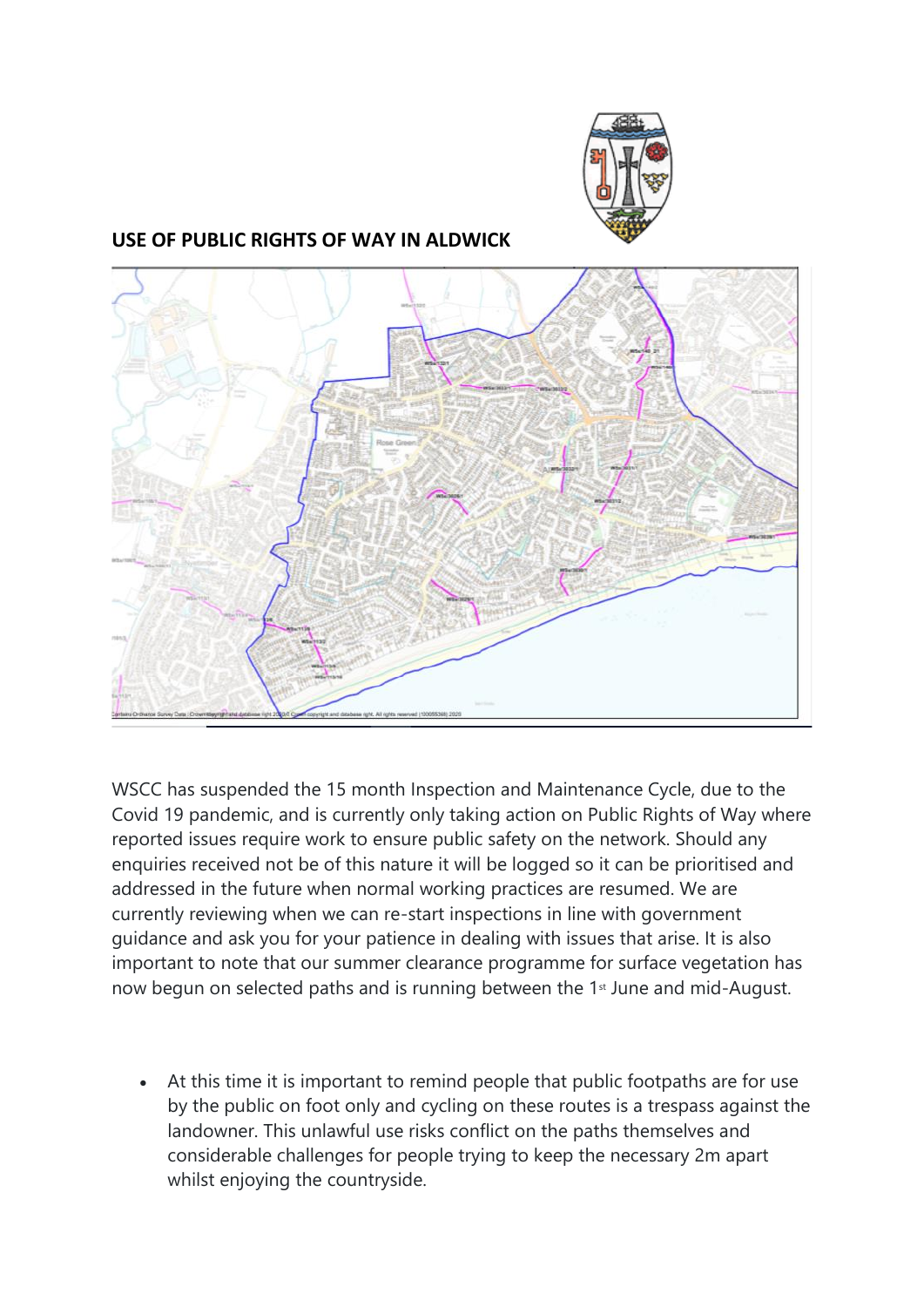## USE OF PUBLIC RIGHTS OF WAY IN ALDWICK

WSCC has suspended the 15 month Inspection and Maintenance Cycle, due to the Covid 19 pandemic, and is currently only taking action on Public Rights of Way where reported issues require work to ensure public safety on the network. Should any enquiries received not be of this nature it will be logged so it can be prioritised and addressed in the future when normal working practices are resumed. We are currently reviewing when we can re-start inspections in line with government guidance and ask you for your patience in dealing with issues that arise. It is also important to note that our summer clearance programme for surface vegetation has now begun on selected paths and is running between the 1st June and mid-August.

- At this time it is important to remind people that public footpaths are for use by the public on foot only and cycling on these routes is a trespass against the landowner. This unlawful use risks conflict on the paths themselves and considerable challenges for people trying to keep the necessary 2m apart whilst enjoying the countryside.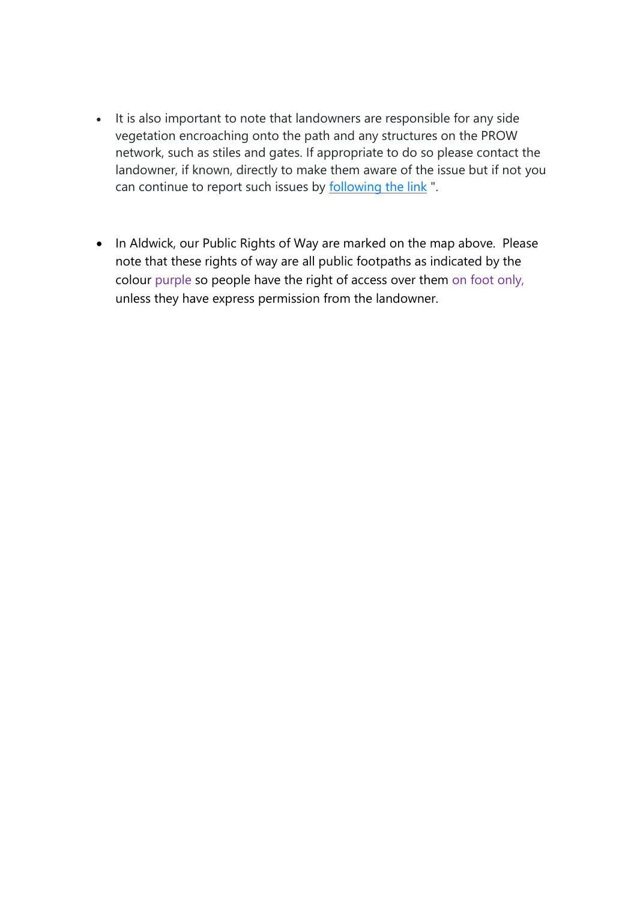- It is also important to note that landowners are responsible for any side vegetation encroaching onto the path and any structures on the PROW network, such as stiles and gates. If appropriate to do so please contact the landowner, if known, directly to make them aware of the issue but if not you can continue to report such issues by following the link ".

- In Aldwick, our Public Rights of Way are marked on the map above. Please note that these rights of way are all public footpaths as indicated by the colour purple so people have the right of access over them on foot only, unless they have express permission from the landowner.